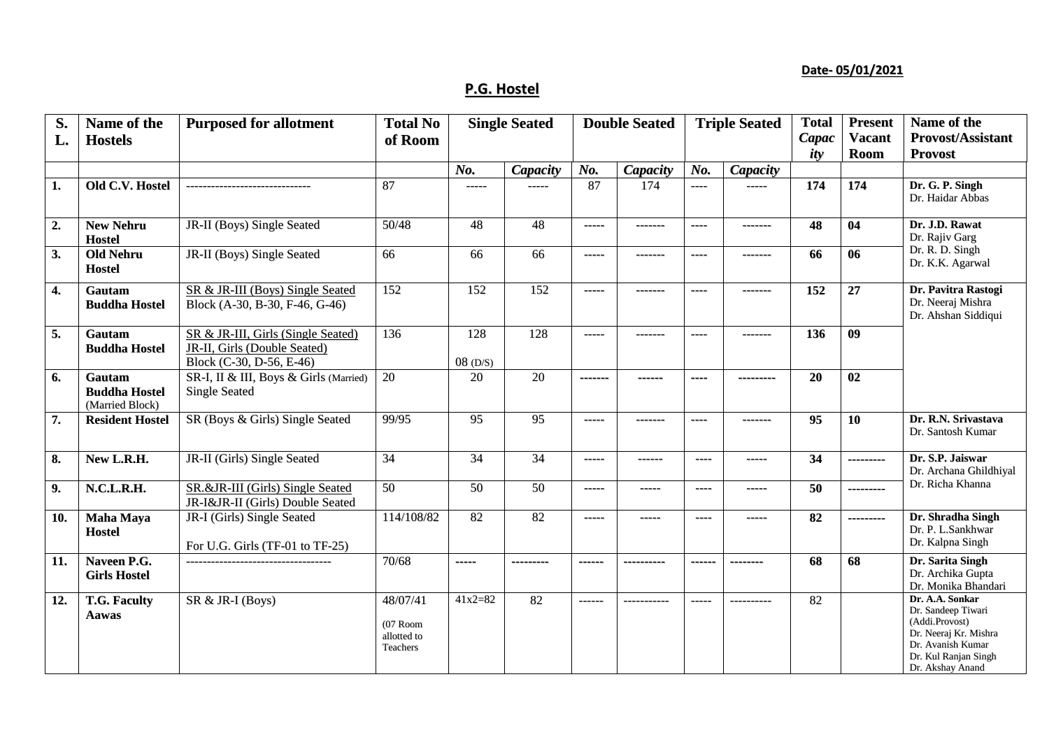**Date- 05/01/2021**

## P.G. Hostel

| S. L. | Name of the Hostels | Purposed for allotment | Total No of Room | Single Seated | | Double Seated | | Triple Seated | | Total *Capacity* | Present Vacant Room | Name of the Provost/Assistant Provost |
|---|---|---|---|---|---|---|---|---|---|---|---|---|
| | | | | *No.* | *Capacity* | *No.* | *Capacity* | *No.* | *Capacity* | | | |
| **1.** | **Old C.V. Hostel** | ------------------------------ | 87 | ----- | ----- | 87 | 174 | ---- | ----- | **174** | **174** | **Dr. G. P. Singh** Dr. Haidar Abbas |
| **2.** | **New Nehru Hostel** | JR-II (Boys) Single Seated | 50/48 | 48 | 48 | ----- | ------- | ---- | ------- | **48** | **04** | **Dr. J.D. Rawat** Dr. Rajiv Garg Dr. R. D. Singh Dr. K.K. Agarwal |
| **3.** | **Old Nehru Hostel** | JR-II (Boys) Single Seated | 66 | 66 | 66 | ----- | ------- | ---- | ------- | **66** | **06** | |
| **4.** | **Gautam Buddha Hostel** | SR & JR-III (Boys) Single Seated Block (A-30, B-30, F-46, G-46) | 152 | 152 | 152 | ----- | ------- | ---- | ------- | **152** | **27** | **Dr. Pavitra Rastogi** Dr. Neeraj Mishra Dr. Ahshan Siddiqui |
| **5.** | **Gautam Buddha Hostel** | SR & JR-III, Girls (Single Seated) JR-II, Girls (Double Seated) Block (C-30, D-56, E-46) | 136 | 128 08 (D/S) | 128 | ----- | ------- | ---- | ------- | **136** | **09** | |
| **6.** | **Gautam Buddha Hostel** (Married Block) | SR-I, II & III, Boys & Girls (Married) Single Seated | 20 | 20 | 20 | ------- | ------ | ---- | --------- | **20** | **02** | |
| **7.** | **Resident Hostel** | SR (Boys & Girls) Single Seated | 99/95 | 95 | 95 | ----- | ------- | ---- | ------- | **95** | **10** | **Dr. R.N. Srivastava** Dr. Santosh Kumar |
| **8.** | **New L.R.H.** | JR-II (Girls) Single Seated | 34 | 34 | 34 | ----- | ------ | ---- | ----- | **34** | --------- | **Dr. S.P. Jaiswar** Dr. Archana Ghildhiyal Dr. Richa Khanna |
| **9.** | **N.C.L.R.H.** | SR.&JR-III (Girls) Single Seated JR-I&JR-II (Girls) Double Seated | 50 | 50 | 50 | ----- | ----- | ---- | ----- | **50** | --------- | |
| **10.** | **Maha Maya Hostel** | JR-I (Girls) Single Seated For U.G. Girls (TF-01 to TF-25) | 114/108/82 | 82 | 82 | ----- | ----- | ---- | ----- | **82** | --------- | **Dr. Shradha Singh** Dr. P. L.Sankhwar Dr. Kalpna Singh |
| **11.** | **Naveen P.G. Girls Hostel** | ----------------------------------- | 70/68 | ----- | --------- | ------ | ---------- | ------ | -------- | **68** | **68** | **Dr. Sarita Singh** Dr. Archika Gupta Dr. Monika Bhandari |
| **12.** | **T.G. Faculty Aawas** | SR & JR-I (Boys) | 48/07/41 (07 Room allotted to Teachers | 41x2=82 | 82 | ------ | ----------- | ----- | ---------- | 82 | | **Dr. A.A. Sonkar** Dr. Sandeep Tiwari (Addi.Provost) Dr. Neeraj Kr. Mishra Dr. Avanish Kumar Dr. Kul Ranjan Singh Dr. Akshay Anand |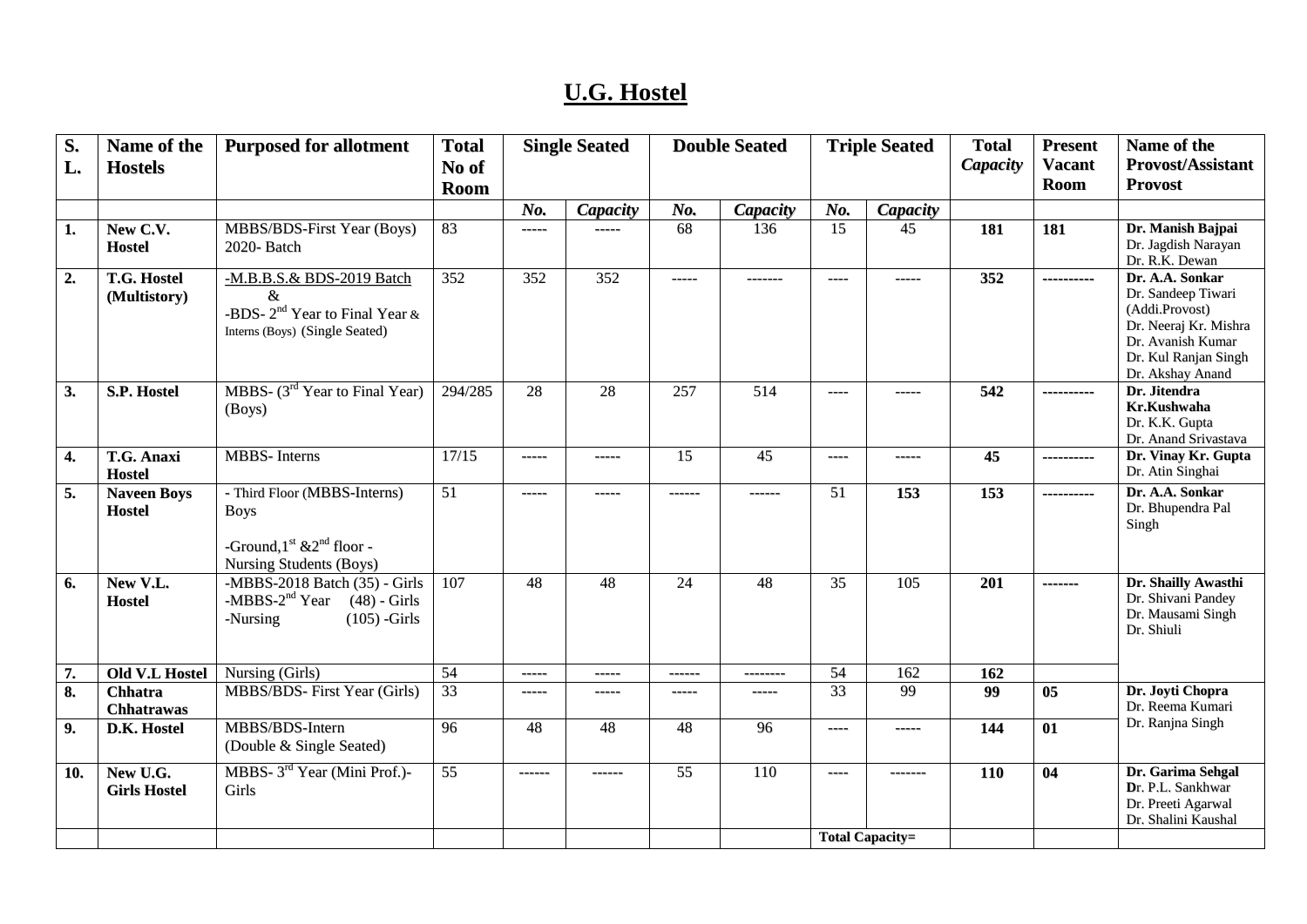# U.G. Hostel

| S. L. | Name of the Hostels | Purposed for allotment | Total No of Room | Single Seated | | Double Seated | | Triple Seated | | Total *Capacity* | Present Vacant Room | Name of the Provost/Assistant Provost |
|---|---|---|---|---|---|---|---|---|---|---|---|---|
| | | | | *No.* | *Capacity* | *No.* | *Capacity* | *No.* | *Capacity* | | | |
| **1.** | **New C.V. Hostel** | MBBS/BDS-First Year (Boys) 2020- Batch | 83 | ----- | ----- | 68 | 136 | 15 | 45 | **181** | **181** | **Dr. Manish Bajpai** Dr. Jagdish Narayan Dr. R.K. Dewan |
| **2.** | **T.G. Hostel (Multistory)** | -M.B.B.S.& BDS-2019 Batch & -BDS- 2nd Year to Final Year & Interns (Boys) (Single Seated) | 352 | 352 | 352 | ----- | ------- | ---- | ----- | **352** | ---------- | **Dr. A.A. Sonkar** Dr. Sandeep Tiwari (Addi.Provost) Dr. Neeraj Kr. Mishra Dr. Avanish Kumar Dr. Kul Ranjan Singh Dr. Akshay Anand |
| **3.** | **S.P. Hostel** | MBBS- (3rd Year to Final Year) (Boys) | 294/285 | 28 | 28 | 257 | 514 | ---- | ----- | **542** | ---------- | **Dr. Jitendra Kr.Kushwaha** Dr. K.K. Gupta Dr. Anand Srivastava |
| **4.** | **T.G. Anaxi Hostel** | MBBS- Interns | 17/15 | ----- | ----- | 15 | 45 | ---- | ----- | **45** | ---------- | **Dr. Vinay Kr. Gupta** Dr. Atin Singhai |
| **5.** | **Naveen Boys Hostel** | - Third Floor (MBBS-Interns) Boys -Ground,1st &2nd floor - Nursing Students (Boys) | 51 | ----- | ----- | ------ | ------ | 51 | **153** | **153** | ---------- | **Dr. A.A. Sonkar** Dr. Bhupendra Pal Singh |
| **6.** | **New V.L. Hostel** | -MBBS-2018 Batch (35) - Girls -MBBS-2nd Year (48) - Girls -Nursing (105) -Girls | 107 | 48 | 48 | 24 | 48 | 35 | 105 | **201** | ------- | **Dr. Shailly Awasthi** Dr. Shivani Pandey Dr. Mausami Singh Dr. Shiuli |
| **7.** | **Old V.L Hostel** | Nursing (Girls) | 54 | ----- | ----- | ------ | -------- | 54 | 162 | **162** | | |
| **8.** | **Chhatra Chhatrawas** | MBBS/BDS- First Year (Girls) | 33 | ----- | ----- | ----- | ----- | 33 | 99 | **99** | **05** | **Dr. Joyti Chopra** Dr. Reema Kumari Dr. Ranjna Singh |
| **9.** | **D.K. Hostel** | MBBS/BDS-Intern (Double & Single Seated) | 96 | 48 | 48 | 48 | 96 | ---- | ----- | **144** | **01** | |
| **10.** | **New U.G. Girls Hostel** | MBBS- 3rd Year (Mini Prof.)- Girls | 55 | ------ | ------ | 55 | 110 | ---- | ------- | **110** | **04** | **Dr. Garima Sehgal** **D**r. P.L. Sankhwar Dr. Preeti Agarwal Dr. Shalini Kaushal |
| | | | | | | | | **Total Capacity=** | | | | |